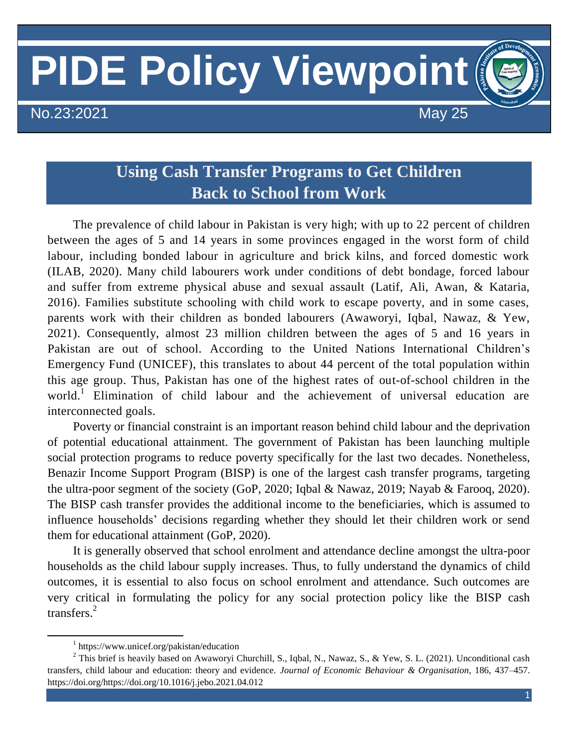# PIDE Policy Viewpoint

No.23:2021 May 25

## Using Cash Transfer Programs to Get Children Back to School from Work

The prevalence of child labour in Pakistan is very high; with up to 22 percent of children between the ages of 5 and 14 years in some provinces engaged in the worst form of child labour, including bonded labour in agriculture and brick kilns, and forced domestic work (ILAB, 2020). Many child labourers work under conditions of debt bondage, forced labour and suffer from extreme physical abuse and sexual assault (Latif, Ali, Awan, & Kataria, 2016). Families substitute schooling with child work to escape poverty, and in some cases, parents work with their children as bonded labourers (Awaworyi, Iqbal, Nawaz, & Yew, 2021). Consequently, almost 23 million children between the ages of 5 and 16 years in Pakistan are out of school. According to the United Nations International Children's Emergency Fund (UNICEF), this translates to about 44 percent of the total population within this age group. Thus, Pakistan has one of the highest rates of out-of-school children in the world.[1] Elimination of child labour and the achievement of universal education are interconnected goals.

Poverty or financial constraint is an important reason behind child labour and the deprivation of potential educational attainment. The government of Pakistan has been launching multiple social protection programs to reduce poverty specifically for the last two decades. Nonetheless, Benazir Income Support Program (BISP) is one of the largest cash transfer programs, targeting the ultra-poor segment of the society (GoP, 2020; Iqbal & Nawaz, 2019; Nayab & Farooq, 2020). The BISP cash transfer provides the additional income to the beneficiaries, which is assumed to influence households' decisions regarding whether they should let their children work or send them for educational attainment (GoP, 2020).

It is generally observed that school enrolment and attendance decline amongst the ultra-poor households as the child labour supply increases. Thus, to fully understand the dynamics of child outcomes, it is essential to also focus on school enrolment and attendance. Such outcomes are very critical in formulating the policy for any social protection policy like the BISP cash transfers.[2]

---

[1] https://www.unicef.org/pakistan/education

[2] This brief is heavily based on Awaworyi Churchill, S., Iqbal, N., Nawaz, S., & Yew, S. L. (2021). Unconditional cash transfers, child labour and education: theory and evidence. *Journal of Economic Behaviour & Organisation*, 186, 437–457. https://doi.org/https://doi.org/10.1016/j.jebo.2021.04.012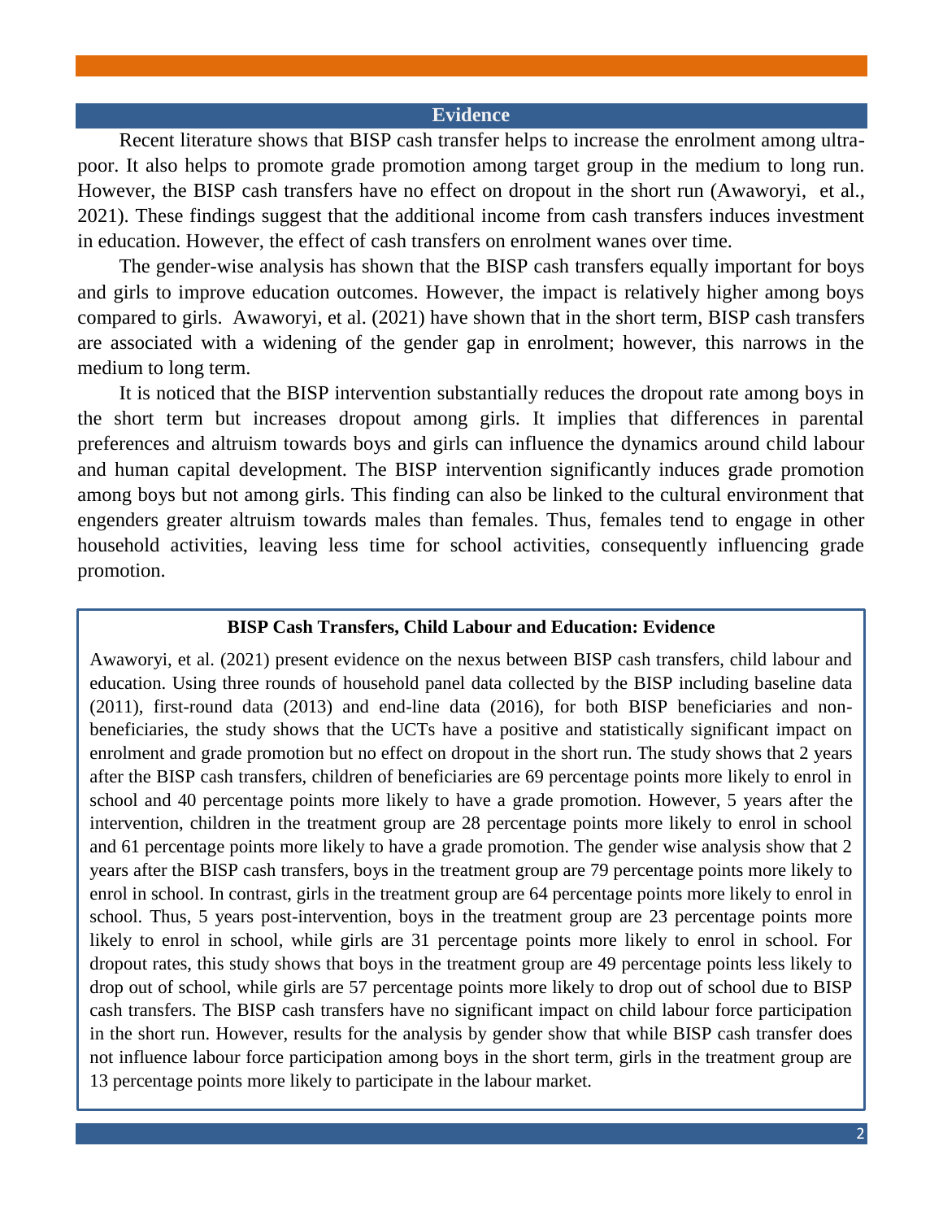## Evidence

Recent literature shows that BISP cash transfer helps to increase the enrolment among ultra-poor. It also helps to promote grade promotion among target group in the medium to long run. However, the BISP cash transfers have no effect on dropout in the short run (Awaworyi, et al., 2021). These findings suggest that the additional income from cash transfers induces investment in education. However, the effect of cash transfers on enrolment wanes over time.

The gender-wise analysis has shown that the BISP cash transfers equally important for boys and girls to improve education outcomes. However, the impact is relatively higher among boys compared to girls. Awaworyi, et al. (2021) have shown that in the short term, BISP cash transfers are associated with a widening of the gender gap in enrolment; however, this narrows in the medium to long term.

It is noticed that the BISP intervention substantially reduces the dropout rate among boys in the short term but increases dropout among girls. It implies that differences in parental preferences and altruism towards boys and girls can influence the dynamics around child labour and human capital development. The BISP intervention significantly induces grade promotion among boys but not among girls. This finding can also be linked to the cultural environment that engenders greater altruism towards males than females. Thus, females tend to engage in other household activities, leaving less time for school activities, consequently influencing grade promotion.

**BISP Cash Transfers, Child Labour and Education: Evidence**

Awaworyi, et al. (2021) present evidence on the nexus between BISP cash transfers, child labour and education. Using three rounds of household panel data collected by the BISP including baseline data (2011), first-round data (2013) and end-line data (2016), for both BISP beneficiaries and non-beneficiaries, the study shows that the UCTs have a positive and statistically significant impact on enrolment and grade promotion but no effect on dropout in the short run. The study shows that 2 years after the BISP cash transfers, children of beneficiaries are 69 percentage points more likely to enrol in school and 40 percentage points more likely to have a grade promotion. However, 5 years after the intervention, children in the treatment group are 28 percentage points more likely to enrol in school and 61 percentage points more likely to have a grade promotion. The gender wise analysis show that 2 years after the BISP cash transfers, boys in the treatment group are 79 percentage points more likely to enrol in school. In contrast, girls in the treatment group are 64 percentage points more likely to enrol in school. Thus, 5 years post-intervention, boys in the treatment group are 23 percentage points more likely to enrol in school, while girls are 31 percentage points more likely to enrol in school. For dropout rates, this study shows that boys in the treatment group are 49 percentage points less likely to drop out of school, while girls are 57 percentage points more likely to drop out of school due to BISP cash transfers. The BISP cash transfers have no significant impact on child labour force participation in the short run. However, results for the analysis by gender show that while BISP cash transfer does not influence labour force participation among boys in the short term, girls in the treatment group are 13 percentage points more likely to participate in the labour market.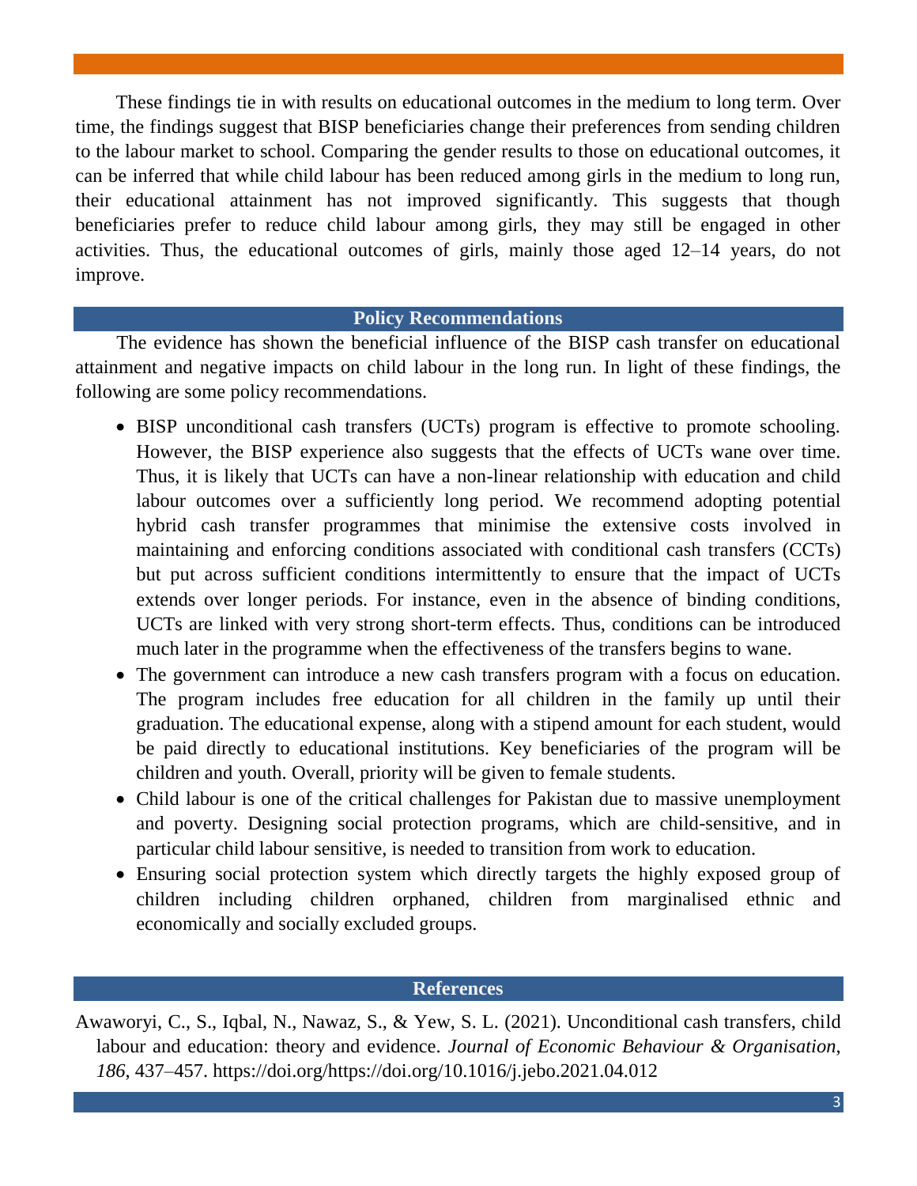These findings tie in with results on educational outcomes in the medium to long term. Over time, the findings suggest that BISP beneficiaries change their preferences from sending children to the labour market to school. Comparing the gender results to those on educational outcomes, it can be inferred that while child labour has been reduced among girls in the medium to long run, their educational attainment has not improved significantly. This suggests that though beneficiaries prefer to reduce child labour among girls, they may still be engaged in other activities. Thus, the educational outcomes of girls, mainly those aged 12–14 years, do not improve.

## Policy Recommendations

The evidence has shown the beneficial influence of the BISP cash transfer on educational attainment and negative impacts on child labour in the long run. In light of these findings, the following are some policy recommendations.

- BISP unconditional cash transfers (UCTs) program is effective to promote schooling. However, the BISP experience also suggests that the effects of UCTs wane over time. Thus, it is likely that UCTs can have a non-linear relationship with education and child labour outcomes over a sufficiently long period. We recommend adopting potential hybrid cash transfer programmes that minimise the extensive costs involved in maintaining and enforcing conditions associated with conditional cash transfers (CCTs) but put across sufficient conditions intermittently to ensure that the impact of UCTs extends over longer periods. For instance, even in the absence of binding conditions, UCTs are linked with very strong short-term effects. Thus, conditions can be introduced much later in the programme when the effectiveness of the transfers begins to wane.
- The government can introduce a new cash transfers program with a focus on education. The program includes free education for all children in the family up until their graduation. The educational expense, along with a stipend amount for each student, would be paid directly to educational institutions. Key beneficiaries of the program will be children and youth. Overall, priority will be given to female students.
- Child labour is one of the critical challenges for Pakistan due to massive unemployment and poverty. Designing social protection programs, which are child-sensitive, and in particular child labour sensitive, is needed to transition from work to education.
- Ensuring social protection system which directly targets the highly exposed group of children including children orphaned, children from marginalised ethnic and economically and socially excluded groups.

## References

Awaworyi, C., S., Iqbal, N., Nawaz, S., & Yew, S. L. (2021). Unconditional cash transfers, child labour and education: theory and evidence. *Journal of Economic Behaviour & Organisation*, *186*, 437–457. https://doi.org/https://doi.org/10.1016/j.jebo.2021.04.012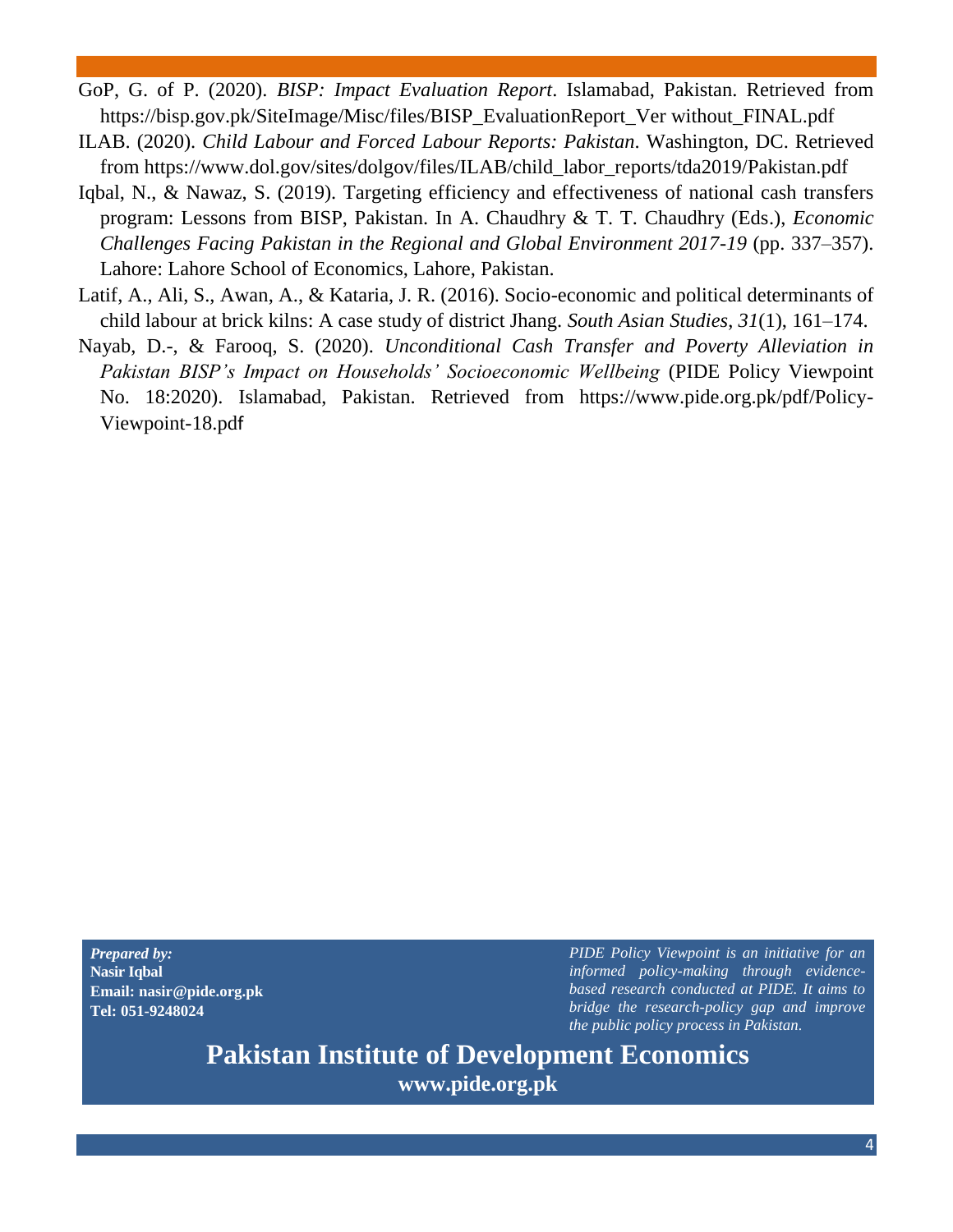GoP, G. of P. (2020). *BISP: Impact Evaluation Report*. Islamabad, Pakistan. Retrieved from https://bisp.gov.pk/SiteImage/Misc/files/BISP_EvaluationReport_Ver without_FINAL.pdf

ILAB. (2020). *Child Labour and Forced Labour Reports: Pakistan*. Washington, DC. Retrieved from https://www.dol.gov/sites/dolgov/files/ILAB/child_labor_reports/tda2019/Pakistan.pdf

Iqbal, N., & Nawaz, S. (2019). Targeting efficiency and effectiveness of national cash transfers program: Lessons from BISP, Pakistan. In A. Chaudhry & T. T. Chaudhry (Eds.), *Economic Challenges Facing Pakistan in the Regional and Global Environment 2017-19* (pp. 337–357). Lahore: Lahore School of Economics, Lahore, Pakistan.

Latif, A., Ali, S., Awan, A., & Kataria, J. R. (2016). Socio-economic and political determinants of child labour at brick kilns: A case study of district Jhang. *South Asian Studies*, *31*(1), 161–174.

Nayab, D.-, & Farooq, S. (2020). *Unconditional Cash Transfer and Poverty Alleviation in Pakistan BISP's Impact on Households' Socioeconomic Wellbeing* (PIDE Policy Viewpoint No. 18:2020). Islamabad, Pakistan. Retrieved from https://www.pide.org.pk/pdf/Policy-Viewpoint-18.pdf

***Prepared by:***
**Nasir Iqbal**
**Email: nasir@pide.org.pk**
**Tel: 051-9248024**

*PIDE Policy Viewpoint is an initiative for an informed policy-making through evidence-based research conducted at PIDE. It aims to bridge the research-policy gap and improve the public policy process in Pakistan.*

**Pakistan Institute of Development Economics**
**www.pide.org.pk**